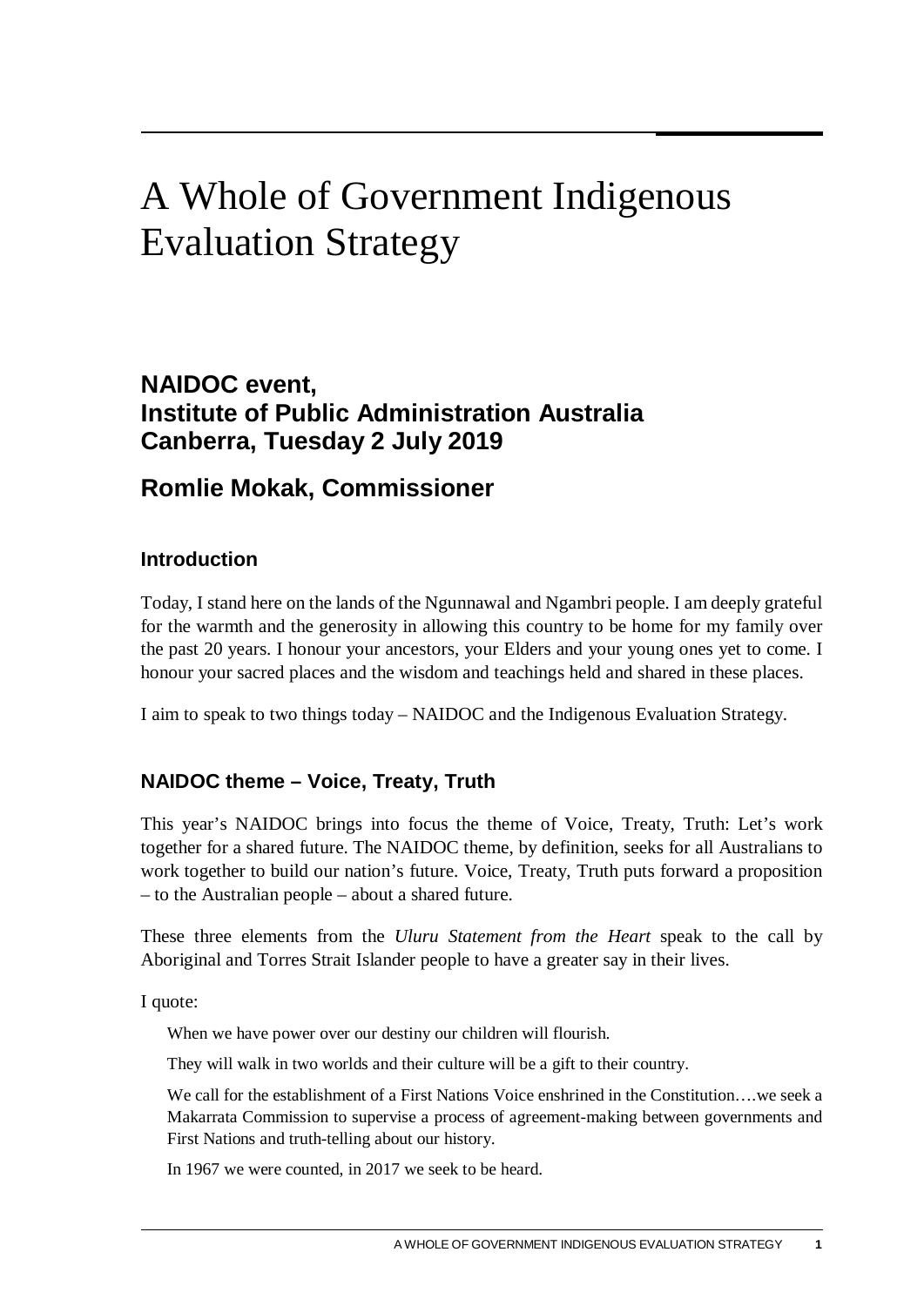# A Whole of Government Indigenous Evaluation Strategy

## NAIDOC event, Institute of Public Administration Australia Canberra, Tuesday 2 July 2019

## Romlie Mokak, Commissioner

### Introduction

Today, I stand here on the lands of the Ngunnawal and Ngambri people. I am deeply grateful for the warmth and the generosity in allowing this country to be home for my family over the past 20 years. I honour your ancestors, your Elders and your young ones yet to come. I honour your sacred places and the wisdom and teachings held and shared in these places.

I aim to speak to two things today – NAIDOC and the Indigenous Evaluation Strategy.

### NAIDOC theme – Voice, Treaty, Truth

This year's NAIDOC brings into focus the theme of Voice, Treaty, Truth: Let's work together for a shared future. The NAIDOC theme, by definition, seeks for all Australians to work together to build our nation's future. Voice, Treaty, Truth puts forward a proposition – to the Australian people – about a shared future.

These three elements from the *Uluru Statement from the Heart* speak to the call by Aboriginal and Torres Strait Islander people to have a greater say in their lives.

I quote:

> When we have power over our destiny our children will flourish.
>
> They will walk in two worlds and their culture will be a gift to their country.
>
> We call for the establishment of a First Nations Voice enshrined in the Constitution….we seek a Makarrata Commission to supervise a process of agreement-making between governments and First Nations and truth-telling about our history.
>
> In 1967 we were counted, in 2017 we seek to be heard.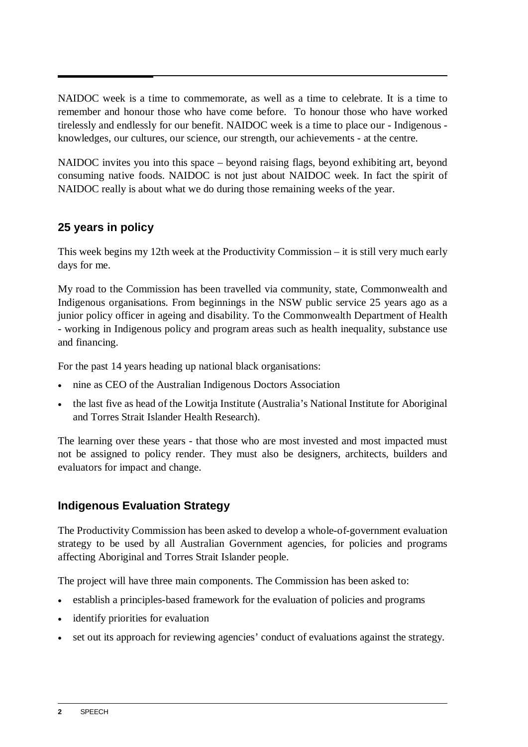NAIDOC week is a time to commemorate, as well as a time to celebrate. It is a time to remember and honour those who have come before. To honour those who have worked tirelessly and endlessly for our benefit. NAIDOC week is a time to place our - Indigenous - knowledges, our cultures, our science, our strength, our achievements - at the centre.

NAIDOC invites you into this space – beyond raising flags, beyond exhibiting art, beyond consuming native foods. NAIDOC is not just about NAIDOC week. In fact the spirit of NAIDOC really is about what we do during those remaining weeks of the year.

## 25 years in policy

This week begins my 12th week at the Productivity Commission – it is still very much early days for me.

My road to the Commission has been travelled via community, state, Commonwealth and Indigenous organisations. From beginnings in the NSW public service 25 years ago as a junior policy officer in ageing and disability. To the Commonwealth Department of Health - working in Indigenous policy and program areas such as health inequality, substance use and financing.

For the past 14 years heading up national black organisations:

- nine as CEO of the Australian Indigenous Doctors Association
- the last five as head of the Lowitja Institute (Australia's National Institute for Aboriginal and Torres Strait Islander Health Research).

The learning over these years - that those who are most invested and most impacted must not be assigned to policy render. They must also be designers, architects, builders and evaluators for impact and change.

## Indigenous Evaluation Strategy

The Productivity Commission has been asked to develop a whole-of-government evaluation strategy to be used by all Australian Government agencies, for policies and programs affecting Aboriginal and Torres Strait Islander people.

The project will have three main components. The Commission has been asked to:

- establish a principles-based framework for the evaluation of policies and programs
- identify priorities for evaluation
- set out its approach for reviewing agencies' conduct of evaluations against the strategy.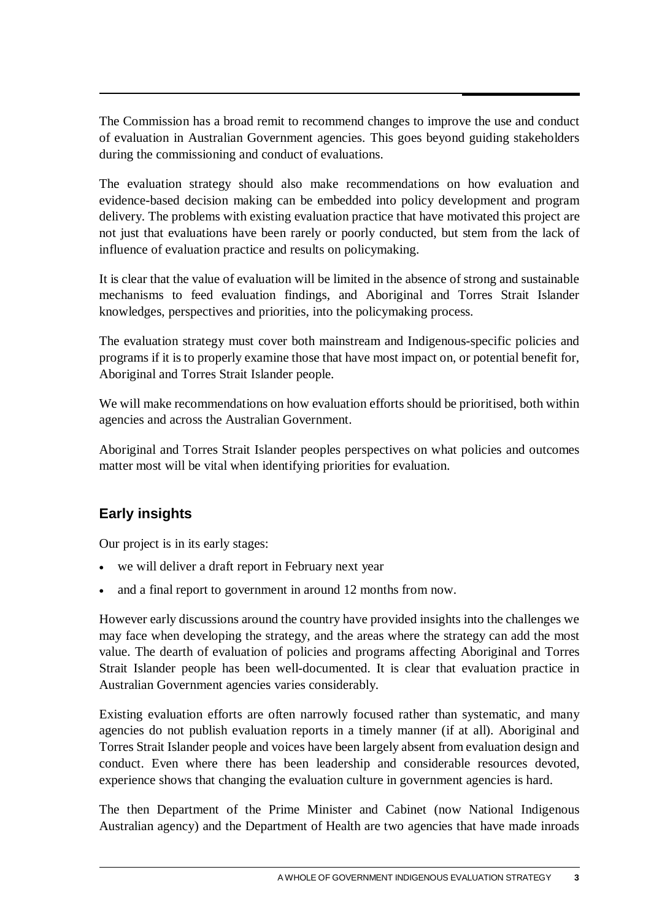The Commission has a broad remit to recommend changes to improve the use and conduct of evaluation in Australian Government agencies. This goes beyond guiding stakeholders during the commissioning and conduct of evaluations.

The evaluation strategy should also make recommendations on how evaluation and evidence-based decision making can be embedded into policy development and program delivery. The problems with existing evaluation practice that have motivated this project are not just that evaluations have been rarely or poorly conducted, but stem from the lack of influence of evaluation practice and results on policymaking.

It is clear that the value of evaluation will be limited in the absence of strong and sustainable mechanisms to feed evaluation findings, and Aboriginal and Torres Strait Islander knowledges, perspectives and priorities, into the policymaking process.

The evaluation strategy must cover both mainstream and Indigenous-specific policies and programs if it is to properly examine those that have most impact on, or potential benefit for, Aboriginal and Torres Strait Islander people.

We will make recommendations on how evaluation efforts should be prioritised, both within agencies and across the Australian Government.

Aboriginal and Torres Strait Islander peoples perspectives on what policies and outcomes matter most will be vital when identifying priorities for evaluation.

## Early insights

Our project is in its early stages:

- we will deliver a draft report in February next year
- and a final report to government in around 12 months from now.

However early discussions around the country have provided insights into the challenges we may face when developing the strategy, and the areas where the strategy can add the most value. The dearth of evaluation of policies and programs affecting Aboriginal and Torres Strait Islander people has been well-documented. It is clear that evaluation practice in Australian Government agencies varies considerably.

Existing evaluation efforts are often narrowly focused rather than systematic, and many agencies do not publish evaluation reports in a timely manner (if at all). Aboriginal and Torres Strait Islander people and voices have been largely absent from evaluation design and conduct. Even where there has been leadership and considerable resources devoted, experience shows that changing the evaluation culture in government agencies is hard.

The then Department of the Prime Minister and Cabinet (now National Indigenous Australian agency) and the Department of Health are two agencies that have made inroads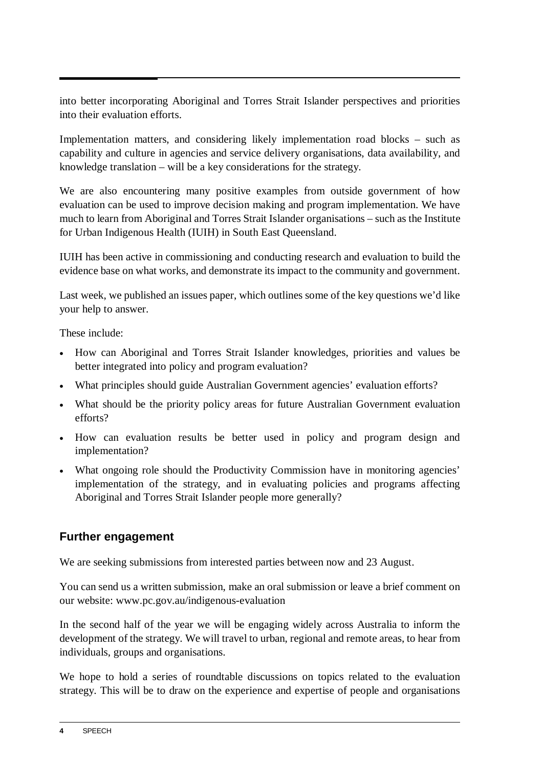into better incorporating Aboriginal and Torres Strait Islander perspectives and priorities into their evaluation efforts.

Implementation matters, and considering likely implementation road blocks – such as capability and culture in agencies and service delivery organisations, data availability, and knowledge translation – will be a key considerations for the strategy.

We are also encountering many positive examples from outside government of how evaluation can be used to improve decision making and program implementation. We have much to learn from Aboriginal and Torres Strait Islander organisations – such as the Institute for Urban Indigenous Health (IUIH) in South East Queensland.

IUIH has been active in commissioning and conducting research and evaluation to build the evidence base on what works, and demonstrate its impact to the community and government.

Last week, we published an issues paper, which outlines some of the key questions we'd like your help to answer.

These include:

- How can Aboriginal and Torres Strait Islander knowledges, priorities and values be better integrated into policy and program evaluation?
- What principles should guide Australian Government agencies' evaluation efforts?
- What should be the priority policy areas for future Australian Government evaluation efforts?
- How can evaluation results be better used in policy and program design and implementation?
- What ongoing role should the Productivity Commission have in monitoring agencies' implementation of the strategy, and in evaluating policies and programs affecting Aboriginal and Torres Strait Islander people more generally?

## Further engagement

We are seeking submissions from interested parties between now and 23 August.

You can send us a written submission, make an oral submission or leave a brief comment on our website: www.pc.gov.au/indigenous-evaluation

In the second half of the year we will be engaging widely across Australia to inform the development of the strategy. We will travel to urban, regional and remote areas, to hear from individuals, groups and organisations.

We hope to hold a series of roundtable discussions on topics related to the evaluation strategy. This will be to draw on the experience and expertise of people and organisations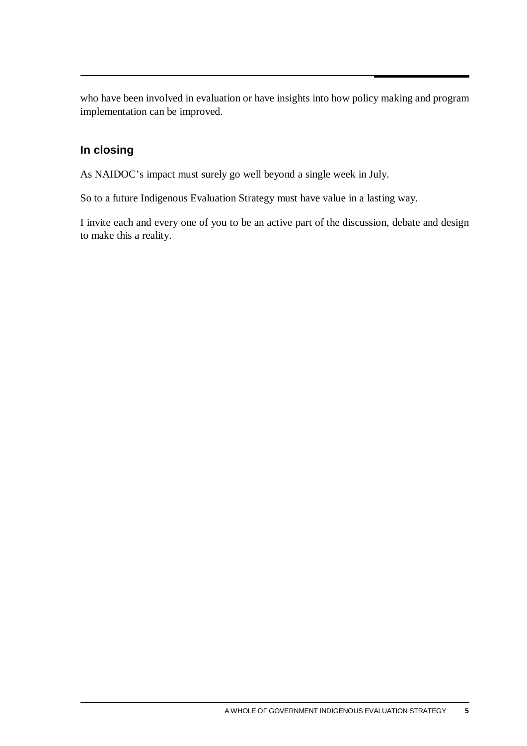who have been involved in evaluation or have insights into how policy making and program implementation can be improved.

## In closing

As NAIDOC's impact must surely go well beyond a single week in July.

So to a future Indigenous Evaluation Strategy must have value in a lasting way.

I invite each and every one of you to be an active part of the discussion, debate and design to make this a reality.